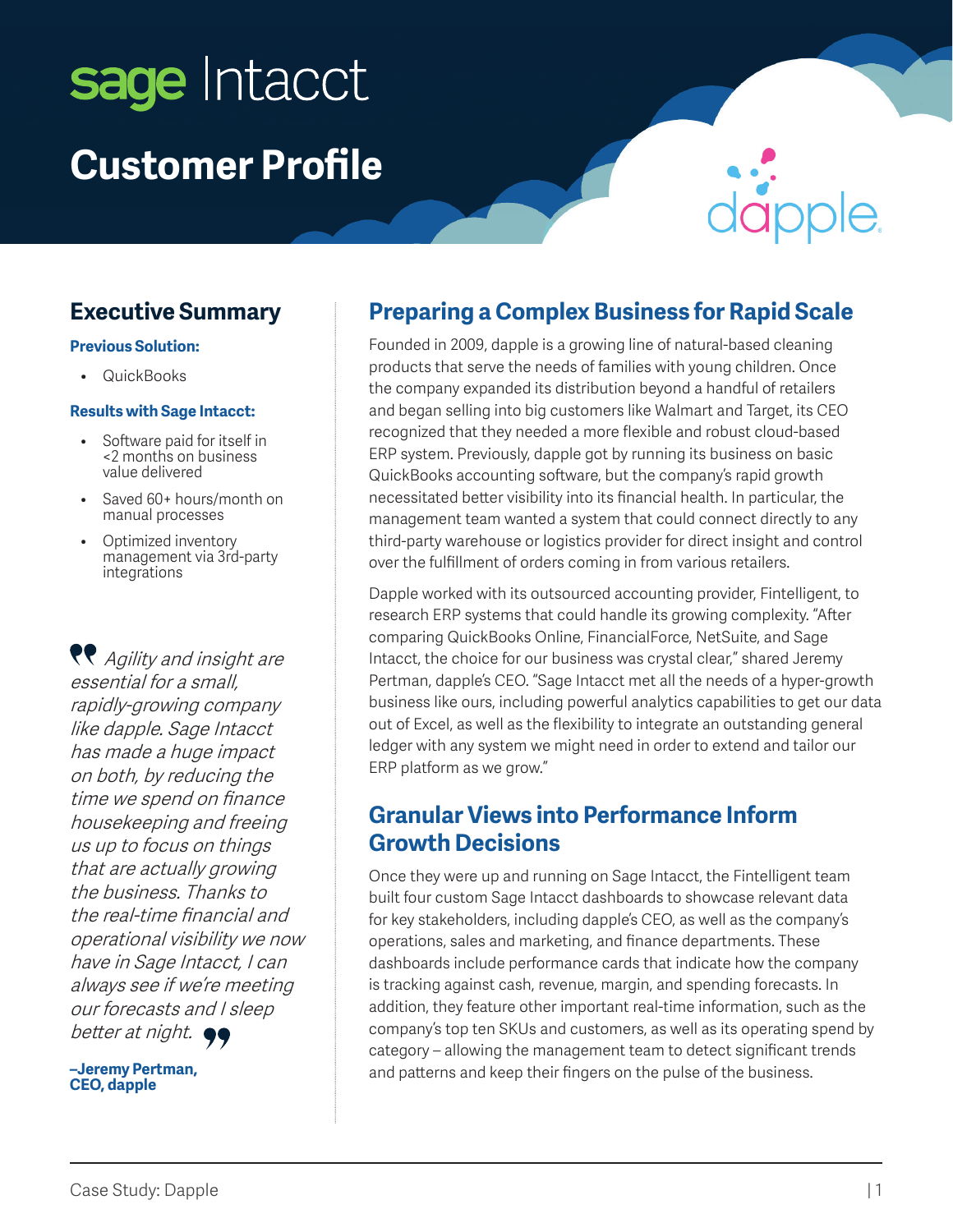sage Intacct

# Customer Profile

dapple

## Executive Summary

**Previous Solution:**

- QuickBooks

**Results with Sage Intacct:**

- Software paid for itself in <2 months on business value delivered
- Saved 60+ hours/month on manual processes
- Optimized inventory management via 3rd-party integrations

*"Agility and insight are essential for a small, rapidly-growing company like dapple. Sage Intacct has made a huge impact on both, by reducing the time we spend on finance housekeeping and freeing us up to focus on things that are actually growing the business. Thanks to the real-time financial and operational visibility we now have in Sage Intacct, I can always see if we're meeting our forecasts and I sleep better at night."*

**–Jeremy Pertman, CEO, dapple**

## Preparing a Complex Business for Rapid Scale

Founded in 2009, dapple is a growing line of natural-based cleaning products that serve the needs of families with young children. Once the company expanded its distribution beyond a handful of retailers and began selling into big customers like Walmart and Target, its CEO recognized that they needed a more flexible and robust cloud-based ERP system. Previously, dapple got by running its business on basic QuickBooks accounting software, but the company's rapid growth necessitated better visibility into its financial health. In particular, the management team wanted a system that could connect directly to any third-party warehouse or logistics provider for direct insight and control over the fulfillment of orders coming in from various retailers.

Dapple worked with its outsourced accounting provider, Fintelligent, to research ERP systems that could handle its growing complexity. "After comparing QuickBooks Online, FinancialForce, NetSuite, and Sage Intacct, the choice for our business was crystal clear," shared Jeremy Pertman, dapple's CEO. "Sage Intacct met all the needs of a hyper-growth business like ours, including powerful analytics capabilities to get our data out of Excel, as well as the flexibility to integrate an outstanding general ledger with any system we might need in order to extend and tailor our ERP platform as we grow."

## Granular Views into Performance Inform Growth Decisions

Once they were up and running on Sage Intacct, the Fintelligent team built four custom Sage Intacct dashboards to showcase relevant data for key stakeholders, including dapple's CEO, as well as the company's operations, sales and marketing, and finance departments. These dashboards include performance cards that indicate how the company is tracking against cash, revenue, margin, and spending forecasts. In addition, they feature other important real-time information, such as the company's top ten SKUs and customers, as well as its operating spend by category – allowing the management team to detect significant trends and patterns and keep their fingers on the pulse of the business.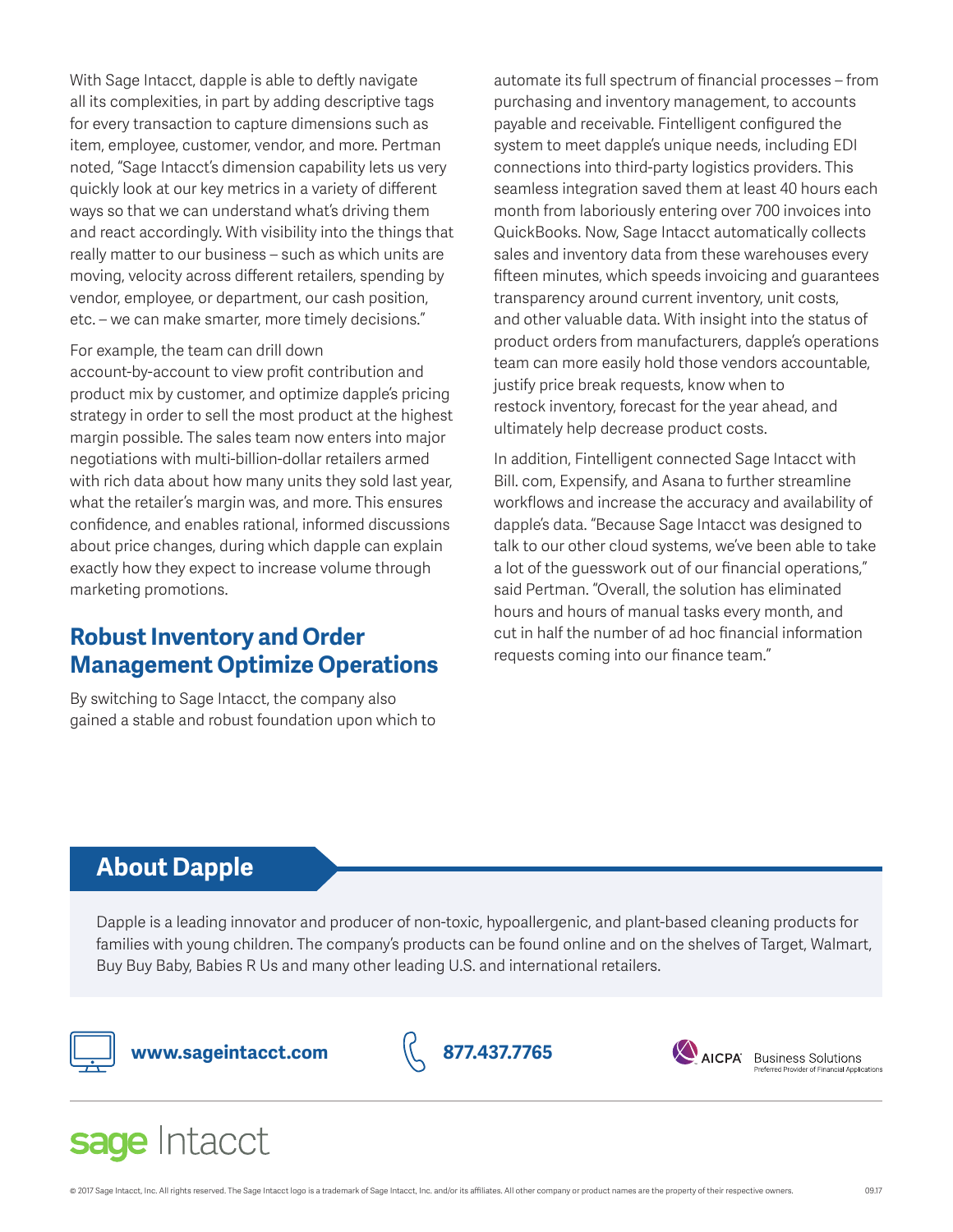With Sage Intacct, dapple is able to deftly navigate all its complexities, in part by adding descriptive tags for every transaction to capture dimensions such as item, employee, customer, vendor, and more. Pertman noted, "Sage Intacct's dimension capability lets us very quickly look at our key metrics in a variety of different ways so that we can understand what's driving them and react accordingly. With visibility into the things that really matter to our business – such as which units are moving, velocity across different retailers, spending by vendor, employee, or department, our cash position, etc. – we can make smarter, more timely decisions."

For example, the team can drill down account-by-account to view profit contribution and product mix by customer, and optimize dapple's pricing strategy in order to sell the most product at the highest margin possible. The sales team now enters into major negotiations with multi-billion-dollar retailers armed with rich data about how many units they sold last year, what the retailer's margin was, and more. This ensures confidence, and enables rational, informed discussions about price changes, during which dapple can explain exactly how they expect to increase volume through marketing promotions.

## Robust Inventory and Order Management Optimize Operations

By switching to Sage Intacct, the company also gained a stable and robust foundation upon which to automate its full spectrum of financial processes – from purchasing and inventory management, to accounts payable and receivable. Fintelligent configured the system to meet dapple's unique needs, including EDI connections into third-party logistics providers. This seamless integration saved them at least 40 hours each month from laboriously entering over 700 invoices into QuickBooks. Now, Sage Intacct automatically collects sales and inventory data from these warehouses every fifteen minutes, which speeds invoicing and guarantees transparency around current inventory, unit costs, and other valuable data. With insight into the status of product orders from manufacturers, dapple's operations team can more easily hold those vendors accountable, justify price break requests, know when to restock inventory, forecast for the year ahead, and ultimately help decrease product costs.

In addition, Fintelligent connected Sage Intacct with Bill. com, Expensify, and Asana to further streamline workflows and increase the accuracy and availability of dapple's data. "Because Sage Intacct was designed to talk to our other cloud systems, we've been able to take a lot of the guesswork out of our financial operations," said Pertman. "Overall, the solution has eliminated hours and hours of manual tasks every month, and cut in half the number of ad hoc financial information requests coming into our finance team."

## About Dapple

Dapple is a leading innovator and producer of non-toxic, hypoallergenic, and plant-based cleaning products for families with young children. The company's products can be found online and on the shelves of Target, Walmart, Buy Buy Baby, Babies R Us and many other leading U.S. and international retailers.

**www.sageintacct.com** **877.437.7765**

AICPA Business Solutions
Preferred Provider of Financial Applications

sage Intacct

© 2017 Sage Intacct, Inc. All rights reserved. The Sage Intacct logo is a trademark of Sage Intacct, Inc. and/or its affiliates. All other company or product names are the property of their respective owners. 09.17